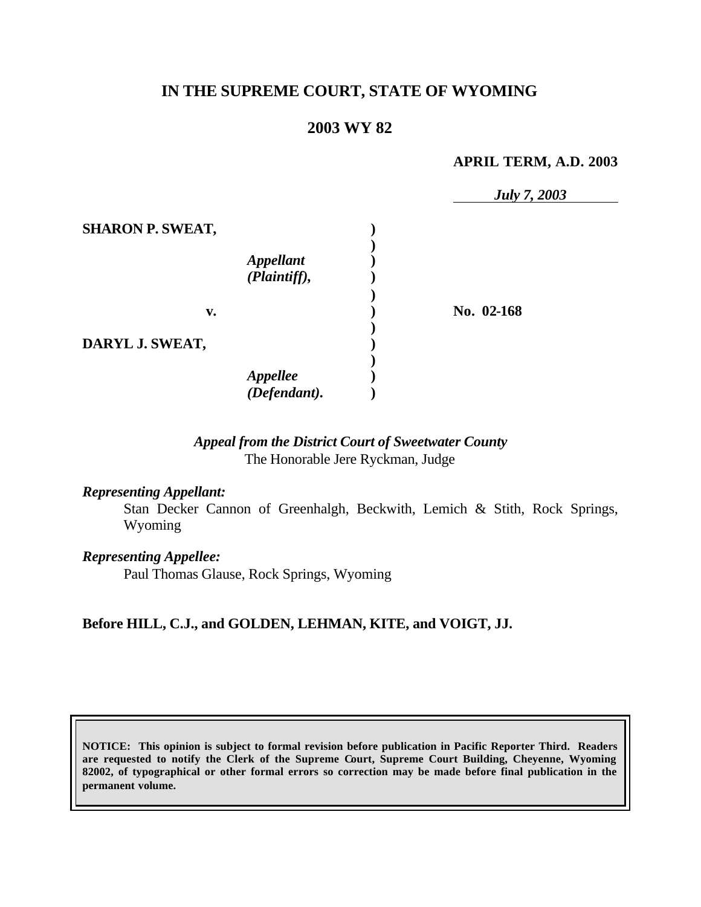# IN THE SUPREME COURT, STATE OF WYOMING

## 2003 WY 82

**APRIL TERM, A.D. 2003**

*July 7, 2003*

| | | |
|---|---|---|
| **SHARON P. SWEAT,** *Appellant (Plaintiff),* | ) | |
| **v.** | ) | **No. 02-168** |
| **DARYL J. SWEAT,** *Appellee (Defendant).* | ) | |

*Appeal from the District Court of Sweetwater County*
The Honorable Jere Ryckman, Judge

***Representing Appellant:***

Stan Decker Cannon of Greenhalgh, Beckwith, Lemich & Stith, Rock Springs, Wyoming

***Representing Appellee:***

Paul Thomas Glause, Rock Springs, Wyoming

**Before HILL, C.J., and GOLDEN, LEHMAN, KITE, and VOIGT, JJ.**

**NOTICE: This opinion is subject to formal revision before publication in Pacific Reporter Third. Readers are requested to notify the Clerk of the Supreme Court, Supreme Court Building, Cheyenne, Wyoming 82002, of typographical or other formal errors so correction may be made before final publication in the permanent volume.**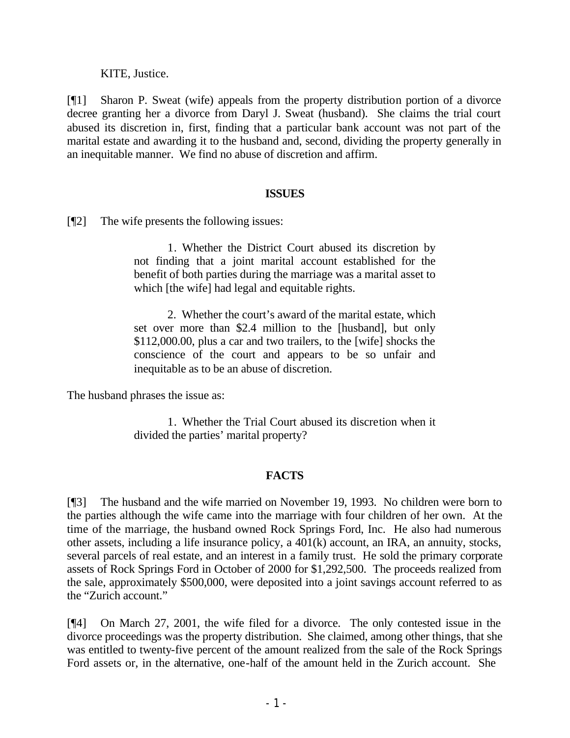KITE, Justice.

[¶1] Sharon P. Sweat (wife) appeals from the property distribution portion of a divorce decree granting her a divorce from Daryl J. Sweat (husband). She claims the trial court abused its discretion in, first, finding that a particular bank account was not part of the marital estate and awarding it to the husband and, second, dividing the property generally in an inequitable manner. We find no abuse of discretion and affirm.

## ISSUES

[¶2] The wife presents the following issues:

> 1. Whether the District Court abused its discretion by not finding that a joint marital account established for the benefit of both parties during the marriage was a marital asset to which [the wife] had legal and equitable rights.
>
> 2. Whether the court's award of the marital estate, which set over more than $2.4 million to the [husband], but only $112,000.00, plus a car and two trailers, to the [wife] shocks the conscience of the court and appears to be so unfair and inequitable as to be an abuse of discretion.

The husband phrases the issue as:

> 1. Whether the Trial Court abused its discretion when it divided the parties' marital property?

## FACTS

[¶3] The husband and the wife married on November 19, 1993. No children were born to the parties although the wife came into the marriage with four children of her own. At the time of the marriage, the husband owned Rock Springs Ford, Inc. He also had numerous other assets, including a life insurance policy, a 401(k) account, an IRA, an annuity, stocks, several parcels of real estate, and an interest in a family trust. He sold the primary corporate assets of Rock Springs Ford in October of 2000 for $1,292,500. The proceeds realized from the sale, approximately $500,000, were deposited into a joint savings account referred to as the "Zurich account."

[¶4] On March 27, 2001, the wife filed for a divorce. The only contested issue in the divorce proceedings was the property distribution. She claimed, among other things, that she was entitled to twenty-five percent of the amount realized from the sale of the Rock Springs Ford assets or, in the alternative, one-half of the amount held in the Zurich account. She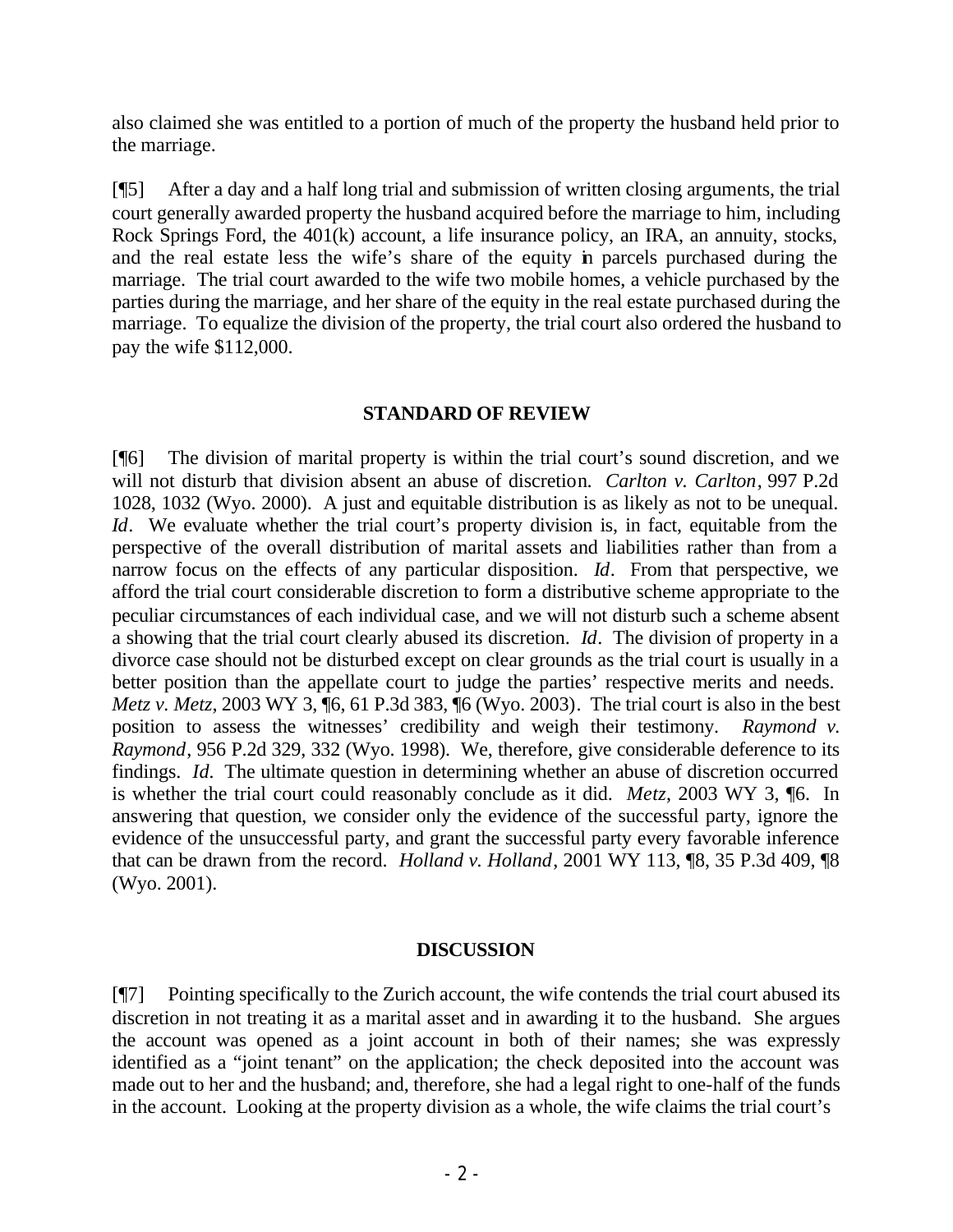also claimed she was entitled to a portion of much of the property the husband held prior to the marriage.

[¶5] After a day and a half long trial and submission of written closing arguments, the trial court generally awarded property the husband acquired before the marriage to him, including Rock Springs Ford, the 401(k) account, a life insurance policy, an IRA, an annuity, stocks, and the real estate less the wife's share of the equity in parcels purchased during the marriage. The trial court awarded to the wife two mobile homes, a vehicle purchased by the parties during the marriage, and her share of the equity in the real estate purchased during the marriage. To equalize the division of the property, the trial court also ordered the husband to pay the wife $112,000.

## STANDARD OF REVIEW

[¶6] The division of marital property is within the trial court's sound discretion, and we will not disturb that division absent an abuse of discretion. *Carlton v. Carlton*, 997 P.2d 1028, 1032 (Wyo. 2000). A just and equitable distribution is as likely as not to be unequal. *Id*. We evaluate whether the trial court's property division is, in fact, equitable from the perspective of the overall distribution of marital assets and liabilities rather than from a narrow focus on the effects of any particular disposition. *Id*. From that perspective, we afford the trial court considerable discretion to form a distributive scheme appropriate to the peculiar circumstances of each individual case, and we will not disturb such a scheme absent a showing that the trial court clearly abused its discretion. *Id*. The division of property in a divorce case should not be disturbed except on clear grounds as the trial court is usually in a better position than the appellate court to judge the parties' respective merits and needs. *Metz v. Metz*, 2003 WY 3, ¶6, 61 P.3d 383, ¶6 (Wyo. 2003). The trial court is also in the best position to assess the witnesses' credibility and weigh their testimony. *Raymond v. Raymond*, 956 P.2d 329, 332 (Wyo. 1998). We, therefore, give considerable deference to its findings. *Id*. The ultimate question in determining whether an abuse of discretion occurred is whether the trial court could reasonably conclude as it did. *Metz*, 2003 WY 3, ¶6. In answering that question, we consider only the evidence of the successful party, ignore the evidence of the unsuccessful party, and grant the successful party every favorable inference that can be drawn from the record. *Holland v. Holland*, 2001 WY 113, ¶8, 35 P.3d 409, ¶8 (Wyo. 2001).

## DISCUSSION

[¶7] Pointing specifically to the Zurich account, the wife contends the trial court abused its discretion in not treating it as a marital asset and in awarding it to the husband. She argues the account was opened as a joint account in both of their names; she was expressly identified as a "joint tenant" on the application; the check deposited into the account was made out to her and the husband; and, therefore, she had a legal right to one-half of the funds in the account. Looking at the property division as a whole, the wife claims the trial court's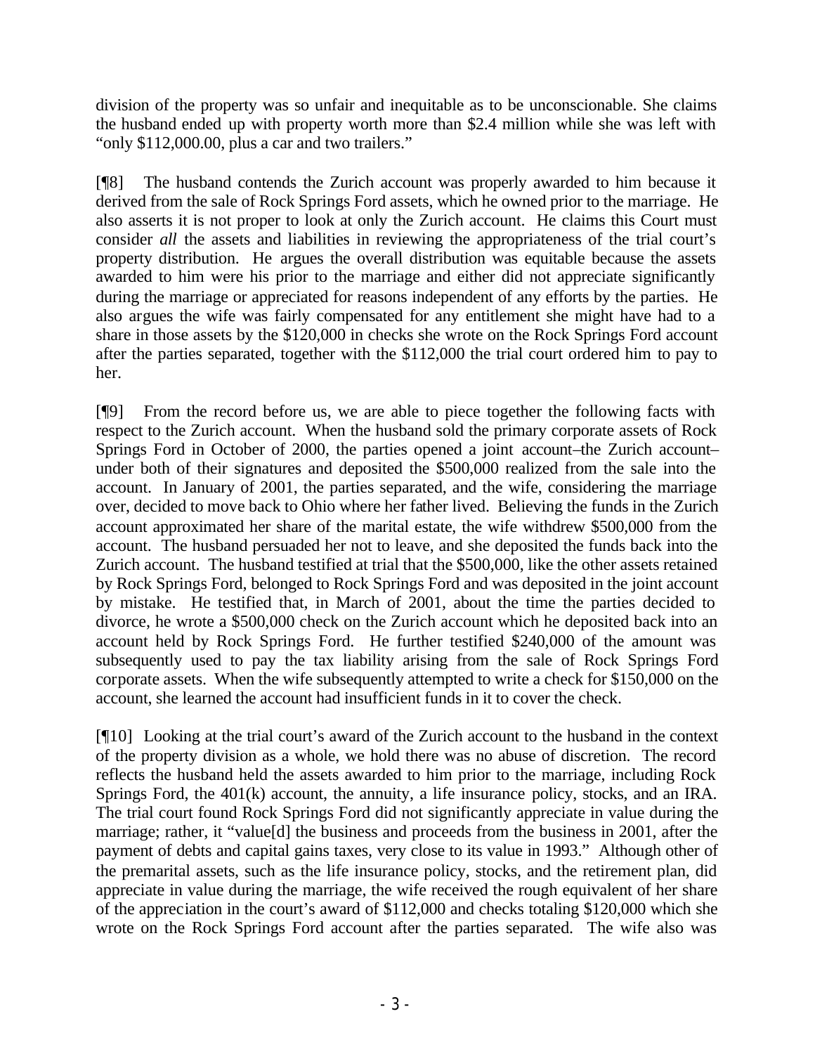division of the property was so unfair and inequitable as to be unconscionable. She claims the husband ended up with property worth more than $2.4 million while she was left with "only $112,000.00, plus a car and two trailers."

[¶8] The husband contends the Zurich account was properly awarded to him because it derived from the sale of Rock Springs Ford assets, which he owned prior to the marriage. He also asserts it is not proper to look at only the Zurich account. He claims this Court must consider *all* the assets and liabilities in reviewing the appropriateness of the trial court's property distribution. He argues the overall distribution was equitable because the assets awarded to him were his prior to the marriage and either did not appreciate significantly during the marriage or appreciated for reasons independent of any efforts by the parties. He also argues the wife was fairly compensated for any entitlement she might have had to a share in those assets by the $120,000 in checks she wrote on the Rock Springs Ford account after the parties separated, together with the $112,000 the trial court ordered him to pay to her.

[¶9] From the record before us, we are able to piece together the following facts with respect to the Zurich account. When the husband sold the primary corporate assets of Rock Springs Ford in October of 2000, the parties opened a joint account–the Zurich account–under both of their signatures and deposited the $500,000 realized from the sale into the account. In January of 2001, the parties separated, and the wife, considering the marriage over, decided to move back to Ohio where her father lived. Believing the funds in the Zurich account approximated her share of the marital estate, the wife withdrew $500,000 from the account. The husband persuaded her not to leave, and she deposited the funds back into the Zurich account. The husband testified at trial that the $500,000, like the other assets retained by Rock Springs Ford, belonged to Rock Springs Ford and was deposited in the joint account by mistake. He testified that, in March of 2001, about the time the parties decided to divorce, he wrote a $500,000 check on the Zurich account which he deposited back into an account held by Rock Springs Ford. He further testified $240,000 of the amount was subsequently used to pay the tax liability arising from the sale of Rock Springs Ford corporate assets. When the wife subsequently attempted to write a check for $150,000 on the account, she learned the account had insufficient funds in it to cover the check.

[¶10] Looking at the trial court's award of the Zurich account to the husband in the context of the property division as a whole, we hold there was no abuse of discretion. The record reflects the husband held the assets awarded to him prior to the marriage, including Rock Springs Ford, the 401(k) account, the annuity, a life insurance policy, stocks, and an IRA. The trial court found Rock Springs Ford did not significantly appreciate in value during the marriage; rather, it "value[d] the business and proceeds from the business in 2001, after the payment of debts and capital gains taxes, very close to its value in 1993." Although other of the premarital assets, such as the life insurance policy, stocks, and the retirement plan, did appreciate in value during the marriage, the wife received the rough equivalent of her share of the appreciation in the court's award of $112,000 and checks totaling $120,000 which she wrote on the Rock Springs Ford account after the parties separated. The wife also was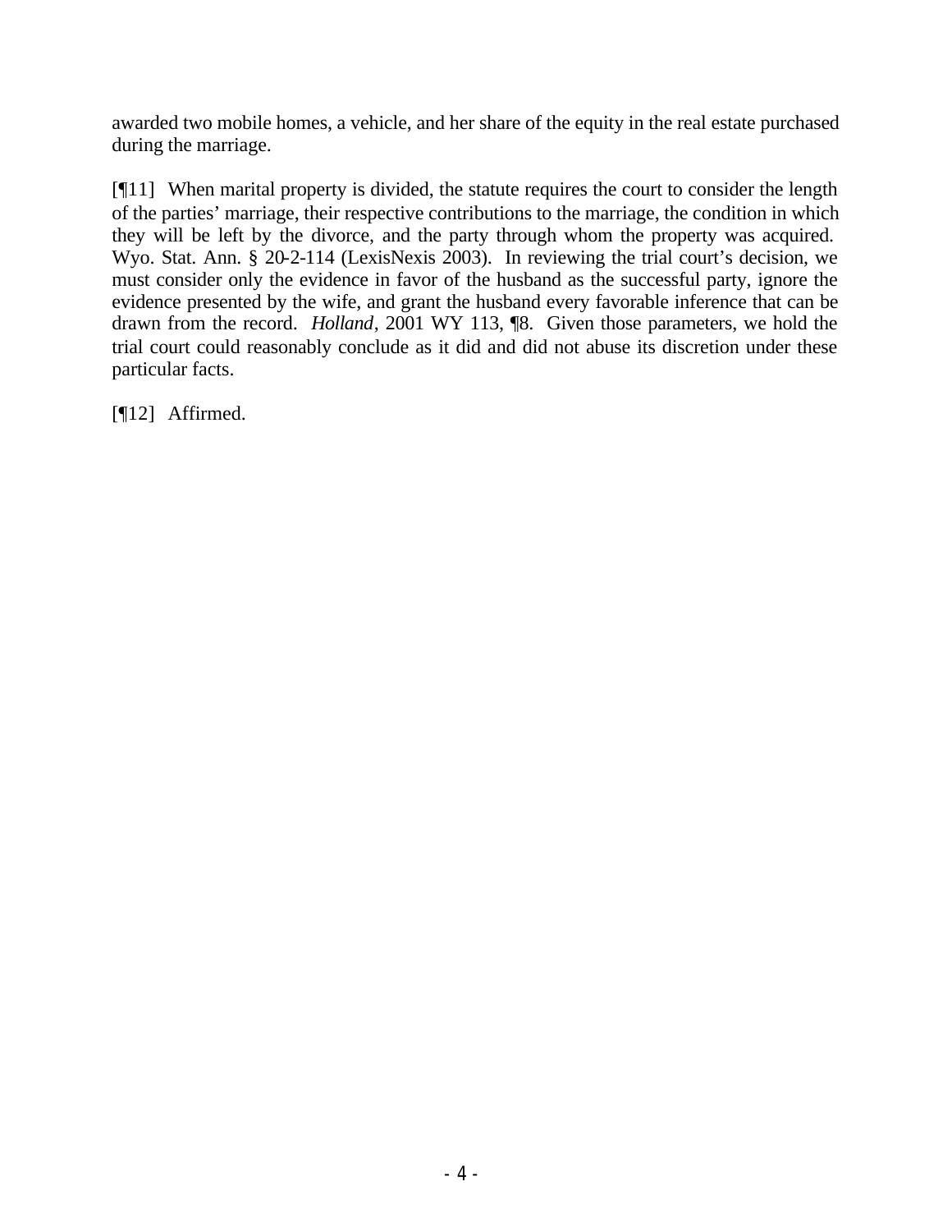awarded two mobile homes, a vehicle, and her share of the equity in the real estate purchased during the marriage.

[¶11] When marital property is divided, the statute requires the court to consider the length of the parties' marriage, their respective contributions to the marriage, the condition in which they will be left by the divorce, and the party through whom the property was acquired. Wyo. Stat. Ann. § 20-2-114 (LexisNexis 2003). In reviewing the trial court's decision, we must consider only the evidence in favor of the husband as the successful party, ignore the evidence presented by the wife, and grant the husband every favorable inference that can be drawn from the record. *Holland*, 2001 WY 113, ¶8. Given those parameters, we hold the trial court could reasonably conclude as it did and did not abuse its discretion under these particular facts.

[¶12] Affirmed.